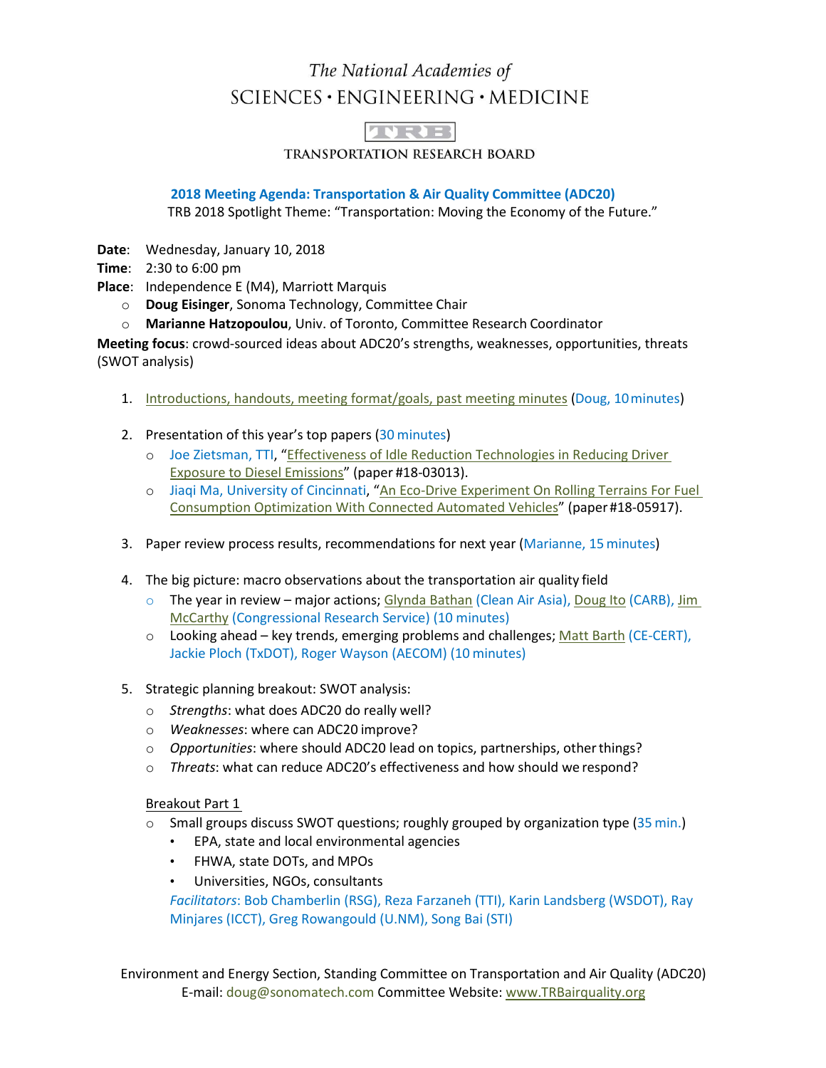The National Academies of

SCIENCES · ENGINEERING · MEDICINE

TRB

TRANSPORTATION RESEARCH BOARD

## 2018 Meeting Agenda: Transportation & Air Quality Committee (ADC20)

TRB 2018 Spotlight Theme: "Transportation: Moving the Economy of the Future."

**Date**: Wednesday, January 10, 2018

**Time**: 2:30 to 6:00 pm

**Place**: Independence E (M4), Marriott Marquis

- **Doug Eisinger**, Sonoma Technology, Committee Chair
- **Marianne Hatzopoulou**, Univ. of Toronto, Committee Research Coordinator

**Meeting focus**: crowd-sourced ideas about ADC20's strengths, weaknesses, opportunities, threats (SWOT analysis)

1. Introductions, handouts, meeting format/goals, past meeting minutes (Doug, 10 minutes)

2. Presentation of this year's top papers (30 minutes)
   - Joe Zietsman, TTI, "Effectiveness of Idle Reduction Technologies in Reducing Driver Exposure to Diesel Emissions" (paper #18-03013).
   - Jiaqi Ma, University of Cincinnati, "An Eco-Drive Experiment On Rolling Terrains For Fuel Consumption Optimization With Connected Automated Vehicles" (paper #18-05917).

3. Paper review process results, recommendations for next year (Marianne, 15 minutes)

4. The big picture: macro observations about the transportation air quality field
   - The year in review – major actions; Glynda Bathan (Clean Air Asia), Doug Ito (CARB), Jim McCarthy (Congressional Research Service) (10 minutes)
   - Looking ahead – key trends, emerging problems and challenges; Matt Barth (CE-CERT), Jackie Ploch (TxDOT), Roger Wayson (AECOM) (10 minutes)

5. Strategic planning breakout: SWOT analysis:
   - *Strengths*: what does ADC20 do really well?
   - *Weaknesses*: where can ADC20 improve?
   - *Opportunities*: where should ADC20 lead on topics, partnerships, other things?
   - *Threats*: what can reduce ADC20's effectiveness and how should we respond?

   Breakout Part 1
   - Small groups discuss SWOT questions; roughly grouped by organization type (35 min.)
     - EPA, state and local environmental agencies
     - FHWA, state DOTs, and MPOs
     - Universities, NGOs, consultants

     *Facilitators*: Bob Chamberlin (RSG), Reza Farzaneh (TTI), Karin Landsberg (WSDOT), Ray Minjares (ICCT), Greg Rowangould (U.NM), Song Bai (STI)

Environment and Energy Section, Standing Committee on Transportation and Air Quality (ADC20)
E-mail: doug@sonomatech.com Committee Website: www.TRBairquality.org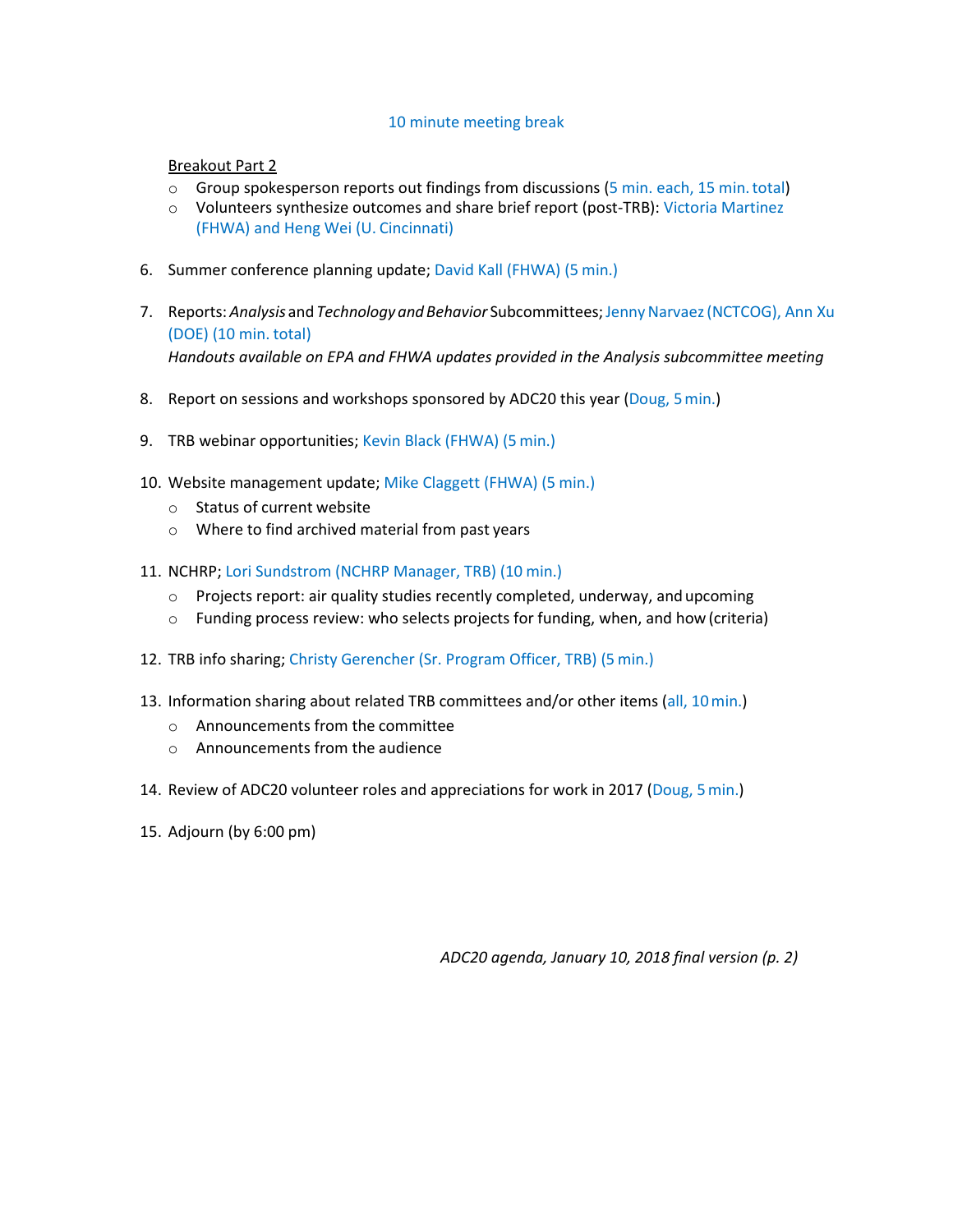10 minute meeting break

<u>Breakout Part 2</u>

- Group spokesperson reports out findings from discussions (5 min. each, 15 min. total)
- Volunteers synthesize outcomes and share brief report (post-TRB): Victoria Martinez (FHWA) and Heng Wei (U. Cincinnati)

6. Summer conference planning update; David Kall (FHWA) (5 min.)

7. Reports: *Analysis* and *Technology and Behavior* Subcommittees; Jenny Narvaez (NCTCOG), Ann Xu (DOE) (10 min. total)
   *Handouts available on EPA and FHWA updates provided in the Analysis subcommittee meeting*

8. Report on sessions and workshops sponsored by ADC20 this year (Doug, 5 min.)

9. TRB webinar opportunities; Kevin Black (FHWA) (5 min.)

10. Website management update; Mike Claggett (FHWA) (5 min.)
    - Status of current website
    - Where to find archived material from past years

11. NCHRP; Lori Sundstrom (NCHRP Manager, TRB) (10 min.)
    - Projects report: air quality studies recently completed, underway, and upcoming
    - Funding process review: who selects projects for funding, when, and how (criteria)

12. TRB info sharing; Christy Gerencher (Sr. Program Officer, TRB) (5 min.)

13. Information sharing about related TRB committees and/or other items (all, 10 min.)
    - Announcements from the committee
    - Announcements from the audience

14. Review of ADC20 volunteer roles and appreciations for work in 2017 (Doug, 5 min.)

15. Adjourn (by 6:00 pm)